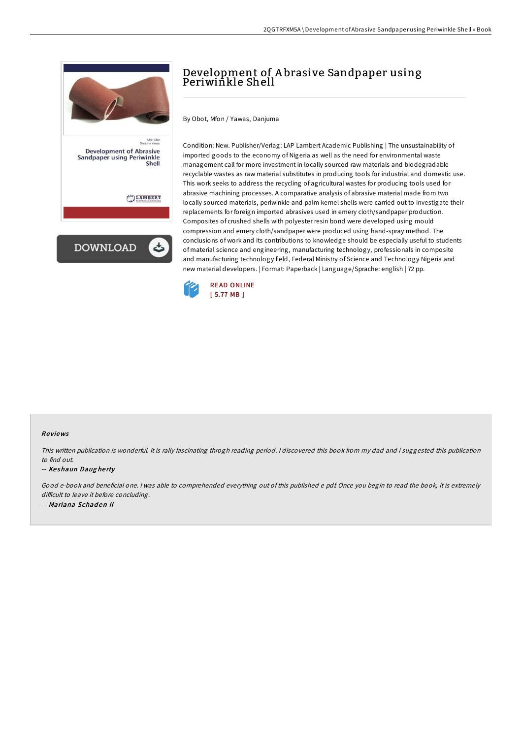# Development of Abrasive Sandpaper using Periwinkle Shell

By Obot, Mfon / Yawas, Danjuma

Condition: New. Publisher/Verlag: LAP Lambert Academic Publishing | The unsustainability of imported goods to the economy of Nigeria as well as the need for environmental waste management call for more investment in locally sourced raw materials and biodegradable recyclable wastes as raw material substitutes in producing tools for industrial and domestic use. This work seeks to address the recycling of agricultural wastes for producing tools used for abrasive machining processes. A comparative analysis of abrasive material made from two locally sourced materials, periwinkle and palm kernel shells were carried out to investigate their replacements for foreign imported abrasives used in emery cloth/sandpaper production. Composites of crushed shells with polyester resin bond were developed using mould compression and emery cloth/sandpaper were produced using hand-spray method. The conclusions of work and its contributions to knowledge should be especially useful to students of material science and engineering, manufacturing technology, professionals in composite and manufacturing technology field, Federal Ministry of Science and Technology Nigeria and new material developers. | Format: Paperback | Language/Sprache: english | 72 pp.

READ ONLINE
[ 5.77 MB ]

### Reviews

*This written publication is wonderful. It is rally fascinating throgh reading period. I discovered this book from my dad and i suggested this publication to find out.*

-- ***Keshaun Daugherty***

*Good e-book and beneficial one. I was able to comprehended everything out of this published e pdf. Once you begin to read the book, it is extremely difficult to leave it before concluding.*

-- ***Mariana Schaden II***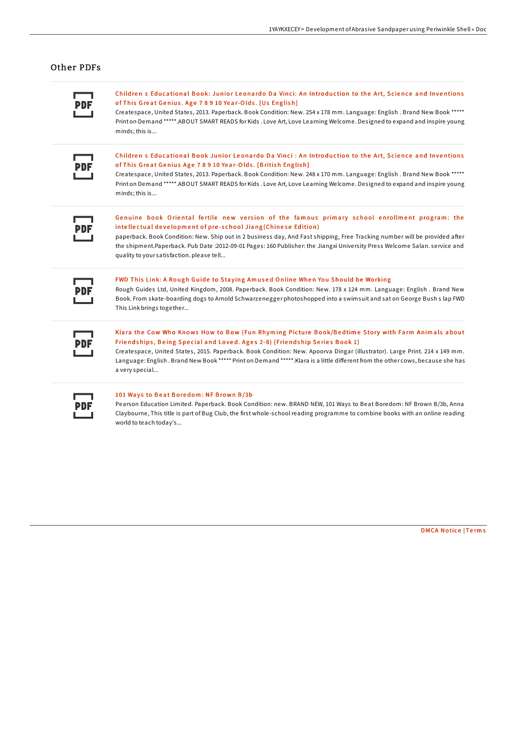## Other PDFs

**Children s Educational Book: Junior Leonardo Da Vinci: An Introduction to the Art, Science and Inventions of This Great Genius. Age 7 8 9 10 Year-Olds. [Us English]**

Createspace, United States, 2013. Paperback. Book Condition: New. 254 x 178 mm. Language: English . Brand New Book ***** Print on Demand *****.ABOUT SMART READS for Kids . Love Art, Love Learning Welcome. Designed to expand and inspire young minds; this is...

**Children s Educational Book Junior Leonardo Da Vinci : An Introduction to the Art, Science and Inventions of This Great Genius Age 7 8 9 10 Year-Olds. [British English]**

Createspace, United States, 2013. Paperback. Book Condition: New. 248 x 170 mm. Language: English . Brand New Book ***** Print on Demand *****.ABOUT SMART READS for Kids . Love Art, Love Learning Welcome. Designed to expand and inspire young minds; this is...

**Genuine book Oriental fertile new version of the famous primary school enrollment program: the intellectual development of pre-school Jiang(Chinese Edition)**

paperback. Book Condition: New. Ship out in 2 business day, And Fast shipping, Free Tracking number will be provided after the shipment.Paperback. Pub Date :2012-09-01 Pages: 160 Publisher: the Jiangxi University Press Welcome Salan. service and quality to your satisfaction. please tell...

**FWD This Link: A Rough Guide to Staying Amused Online When You Should be Working**

Rough Guides Ltd, United Kingdom, 2008. Paperback. Book Condition: New. 178 x 124 mm. Language: English . Brand New Book. From skate-boarding dogs to Arnold Schwarzenegger photoshopped into a swimsuit and sat on George Bush s lap FWD This Link brings together...

**Klara the Cow Who Knows How to Bow (Fun Rhyming Picture Book/Bedtime Story with Farm Animals about Friendships, Being Special and Loved. Ages 2-8) (Friendship Series Book 1)**

Createspace, United States, 2015. Paperback. Book Condition: New. Apoorva Dingar (illustrator). Large Print. 214 x 149 mm. Language: English . Brand New Book ***** Print on Demand *****.Klara is a little different from the other cows, because she has a very special...

**101 Ways to Beat Boredom: NF Brown B/3b**

Pearson Education Limited. Paperback. Book Condition: new. BRAND NEW, 101 Ways to Beat Boredom: NF Brown B/3b, Anna Claybourne, This title is part of Bug Club, the first whole-school reading programme to combine books with an online reading world to teach today's...